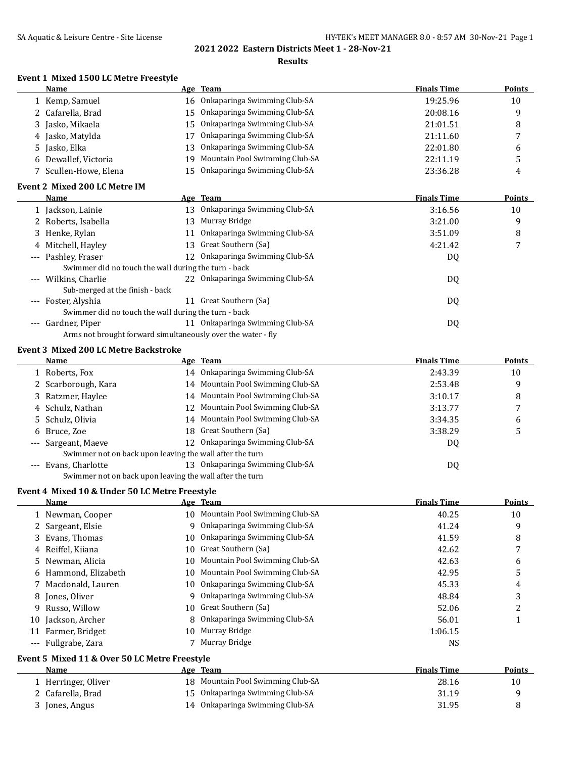## 2021 2022 Eastern Districts Meet 1 - 28-Nov-21

### Results

#### Event 1 Mixed 1500 LC Metre Freestyle

| | Name | Age | Team | Finals Time | Points |
|---|---|---|---|---|---|
| 1 | Kemp, Samuel | 16 | Onkaparinga Swimming Club-SA | 19:25.96 | 10 |
| 2 | Cafarella, Brad | 15 | Onkaparinga Swimming Club-SA | 20:08.16 | 9 |
| 3 | Jasko, Mikaela | 15 | Onkaparinga Swimming Club-SA | 21:01.51 | 8 |
| 4 | Jasko, Matylda | 17 | Onkaparinga Swimming Club-SA | 21:11.60 | 7 |
| 5 | Jasko, Elka | 13 | Onkaparinga Swimming Club-SA | 22:01.80 | 6 |
| 6 | Dewallef, Victoria | 19 | Mountain Pool Swimming Club-SA | 22:11.19 | 5 |
| 7 | Scullen-Howe, Elena | 15 | Onkaparinga Swimming Club-SA | 23:36.28 | 4 |

#### Event 2 Mixed 200 LC Metre IM

| | Name | Age | Team | Finals Time | Points |
|---|---|---|---|---|---|
| 1 | Jackson, Lainie | 13 | Onkaparinga Swimming Club-SA | 3:16.56 | 10 |
| 2 | Roberts, Isabella | 13 | Murray Bridge | 3:21.00 | 9 |
| 3 | Henke, Rylan | 11 | Onkaparinga Swimming Club-SA | 3:51.09 | 8 |
| 4 | Mitchell, Hayley | 13 | Great Southern (Sa) | 4:21.42 | 7 |
| --- | Pashley, Fraser | 12 | Onkaparinga Swimming Club-SA | DQ | |
| | Swimmer did no touch the wall during the turn - back | | | | |
| --- | Wilkins, Charlie | 22 | Onkaparinga Swimming Club-SA | DQ | |
| | Sub-merged at the finish - back | | | | |
| --- | Foster, Alyshia | 11 | Great Southern (Sa) | DQ | |
| | Swimmer did no touch the wall during the turn - back | | | | |
| --- | Gardner, Piper | 11 | Onkaparinga Swimming Club-SA | DQ | |
| | Arms not brought forward simultaneously over the water - fly | | | | |

#### Event 3 Mixed 200 LC Metre Backstroke

| | Name | Age | Team | Finals Time | Points |
|---|---|---|---|---|---|
| 1 | Roberts, Fox | 14 | Onkaparinga Swimming Club-SA | 2:43.39 | 10 |
| 2 | Scarborough, Kara | 14 | Mountain Pool Swimming Club-SA | 2:53.48 | 9 |
| 3 | Ratzmer, Haylee | 14 | Mountain Pool Swimming Club-SA | 3:10.17 | 8 |
| 4 | Schulz, Nathan | 12 | Mountain Pool Swimming Club-SA | 3:13.77 | 7 |
| 5 | Schulz, Olivia | 14 | Mountain Pool Swimming Club-SA | 3:34.35 | 6 |
| 6 | Bruce, Zoe | 18 | Great Southern (Sa) | 3:38.29 | 5 |
| --- | Sargeant, Maeve | 12 | Onkaparinga Swimming Club-SA | DQ | |
| | Swimmer not on back upon leaving the wall after the turn | | | | |
| --- | Evans, Charlotte | 13 | Onkaparinga Swimming Club-SA | DQ | |
| | Swimmer not on back upon leaving the wall after the turn | | | | |

#### Event 4 Mixed 10 & Under 50 LC Metre Freestyle

| | Name | Age | Team | Finals Time | Points |
|---|---|---|---|---|---|
| 1 | Newman, Cooper | 10 | Mountain Pool Swimming Club-SA | 40.25 | 10 |
| 2 | Sargeant, Elsie | 9 | Onkaparinga Swimming Club-SA | 41.24 | 9 |
| 3 | Evans, Thomas | 10 | Onkaparinga Swimming Club-SA | 41.59 | 8 |
| 4 | Reiffel, Kiiana | 10 | Great Southern (Sa) | 42.62 | 7 |
| 5 | Newman, Alicia | 10 | Mountain Pool Swimming Club-SA | 42.63 | 6 |
| 6 | Hammond, Elizabeth | 10 | Mountain Pool Swimming Club-SA | 42.95 | 5 |
| 7 | Macdonald, Lauren | 10 | Onkaparinga Swimming Club-SA | 45.33 | 4 |
| 8 | Jones, Oliver | 9 | Onkaparinga Swimming Club-SA | 48.84 | 3 |
| 9 | Russo, Willow | 10 | Great Southern (Sa) | 52.06 | 2 |
| 10 | Jackson, Archer | 8 | Onkaparinga Swimming Club-SA | 56.01 | 1 |
| 11 | Farmer, Bridget | 10 | Murray Bridge | 1:06.15 | |
| --- | Fullgrabe, Zara | 7 | Murray Bridge | NS | |

#### Event 5 Mixed 11 & Over 50 LC Metre Freestyle

| | Name | Age | Team | Finals Time | Points |
|---|---|---|---|---|---|
| 1 | Herringer, Oliver | 18 | Mountain Pool Swimming Club-SA | 28.16 | 10 |
| 2 | Cafarella, Brad | 15 | Onkaparinga Swimming Club-SA | 31.19 | 9 |
| 3 | Jones, Angus | 14 | Onkaparinga Swimming Club-SA | 31.95 | 8 |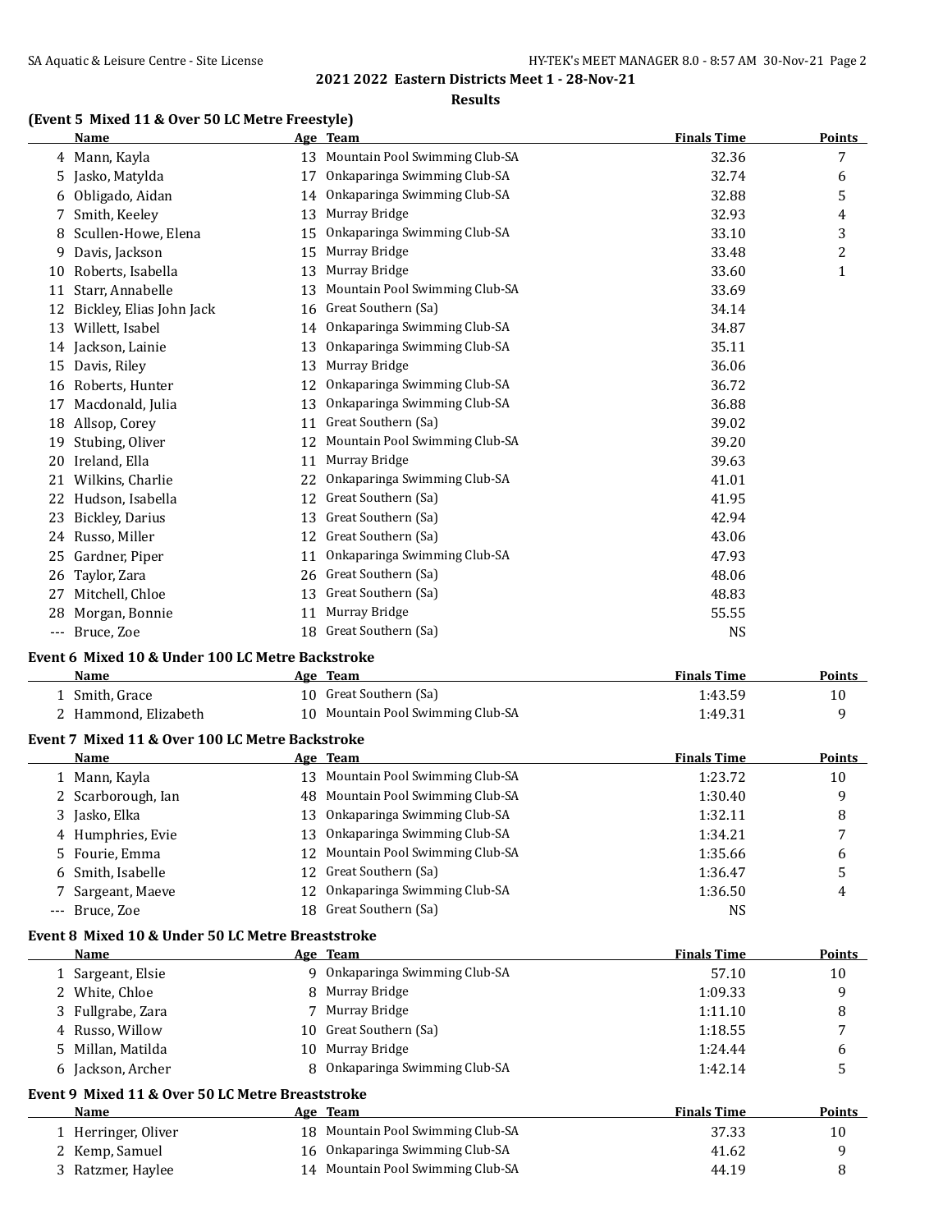## 2021 2022 Eastern Districts Meet 1 - 28-Nov-21

### Results

#### (Event 5 Mixed 11 & Over 50 LC Metre Freestyle)

| | Name | Age | Team | Finals Time | Points |
|---|---|---|---|---|---|
| 4 | Mann, Kayla | 13 | Mountain Pool Swimming Club-SA | 32.36 | 7 |
| 5 | Jasko, Matylda | 17 | Onkaparinga Swimming Club-SA | 32.74 | 6 |
| 6 | Obligado, Aidan | 14 | Onkaparinga Swimming Club-SA | 32.88 | 5 |
| 7 | Smith, Keeley | 13 | Murray Bridge | 32.93 | 4 |
| 8 | Scullen-Howe, Elena | 15 | Onkaparinga Swimming Club-SA | 33.10 | 3 |
| 9 | Davis, Jackson | 15 | Murray Bridge | 33.48 | 2 |
| 10 | Roberts, Isabella | 13 | Murray Bridge | 33.60 | 1 |
| 11 | Starr, Annabelle | 13 | Mountain Pool Swimming Club-SA | 33.69 | |
| 12 | Bickley, Elias John Jack | 16 | Great Southern (Sa) | 34.14 | |
| 13 | Willett, Isabel | 14 | Onkaparinga Swimming Club-SA | 34.87 | |
| 14 | Jackson, Lainie | 13 | Onkaparinga Swimming Club-SA | 35.11 | |
| 15 | Davis, Riley | 13 | Murray Bridge | 36.06 | |
| 16 | Roberts, Hunter | 12 | Onkaparinga Swimming Club-SA | 36.72 | |
| 17 | Macdonald, Julia | 13 | Onkaparinga Swimming Club-SA | 36.88 | |
| 18 | Allsop, Corey | 11 | Great Southern (Sa) | 39.02 | |
| 19 | Stubing, Oliver | 12 | Mountain Pool Swimming Club-SA | 39.20 | |
| 20 | Ireland, Ella | 11 | Murray Bridge | 39.63 | |
| 21 | Wilkins, Charlie | 22 | Onkaparinga Swimming Club-SA | 41.01 | |
| 22 | Hudson, Isabella | 12 | Great Southern (Sa) | 41.95 | |
| 23 | Bickley, Darius | 13 | Great Southern (Sa) | 42.94 | |
| 24 | Russo, Miller | 12 | Great Southern (Sa) | 43.06 | |
| 25 | Gardner, Piper | 11 | Onkaparinga Swimming Club-SA | 47.93 | |
| 26 | Taylor, Zara | 26 | Great Southern (Sa) | 48.06 | |
| 27 | Mitchell, Chloe | 13 | Great Southern (Sa) | 48.83 | |
| 28 | Morgan, Bonnie | 11 | Murray Bridge | 55.55 | |
| --- | Bruce, Zoe | 18 | Great Southern (Sa) | NS | |

#### Event 6 Mixed 10 & Under 100 LC Metre Backstroke

| | Name | Age | Team | Finals Time | Points |
|---|---|---|---|---|---|
| 1 | Smith, Grace | 10 | Great Southern (Sa) | 1:43.59 | 10 |
| 2 | Hammond, Elizabeth | 10 | Mountain Pool Swimming Club-SA | 1:49.31 | 9 |

#### Event 7 Mixed 11 & Over 100 LC Metre Backstroke

| | Name | Age | Team | Finals Time | Points |
|---|---|---|---|---|---|
| 1 | Mann, Kayla | 13 | Mountain Pool Swimming Club-SA | 1:23.72 | 10 |
| 2 | Scarborough, Ian | 48 | Mountain Pool Swimming Club-SA | 1:30.40 | 9 |
| 3 | Jasko, Elka | 13 | Onkaparinga Swimming Club-SA | 1:32.11 | 8 |
| 4 | Humphries, Evie | 13 | Onkaparinga Swimming Club-SA | 1:34.21 | 7 |
| 5 | Fourie, Emma | 12 | Mountain Pool Swimming Club-SA | 1:35.66 | 6 |
| 6 | Smith, Isabelle | 12 | Great Southern (Sa) | 1:36.47 | 5 |
| 7 | Sargeant, Maeve | 12 | Onkaparinga Swimming Club-SA | 1:36.50 | 4 |
| --- | Bruce, Zoe | 18 | Great Southern (Sa) | NS | |

#### Event 8 Mixed 10 & Under 50 LC Metre Breaststroke

| | Name | Age | Team | Finals Time | Points |
|---|---|---|---|---|---|
| 1 | Sargeant, Elsie | 9 | Onkaparinga Swimming Club-SA | 57.10 | 10 |
| 2 | White, Chloe | 8 | Murray Bridge | 1:09.33 | 9 |
| 3 | Fullgrabe, Zara | 7 | Murray Bridge | 1:11.10 | 8 |
| 4 | Russo, Willow | 10 | Great Southern (Sa) | 1:18.55 | 7 |
| 5 | Millan, Matilda | 10 | Murray Bridge | 1:24.44 | 6 |
| 6 | Jackson, Archer | 8 | Onkaparinga Swimming Club-SA | 1:42.14 | 5 |

#### Event 9 Mixed 11 & Over 50 LC Metre Breaststroke

| | Name | Age | Team | Finals Time | Points |
|---|---|---|---|---|---|
| 1 | Herringer, Oliver | 18 | Mountain Pool Swimming Club-SA | 37.33 | 10 |
| 2 | Kemp, Samuel | 16 | Onkaparinga Swimming Club-SA | 41.62 | 9 |
| 3 | Ratzmer, Haylee | 14 | Mountain Pool Swimming Club-SA | 44.19 | 8 |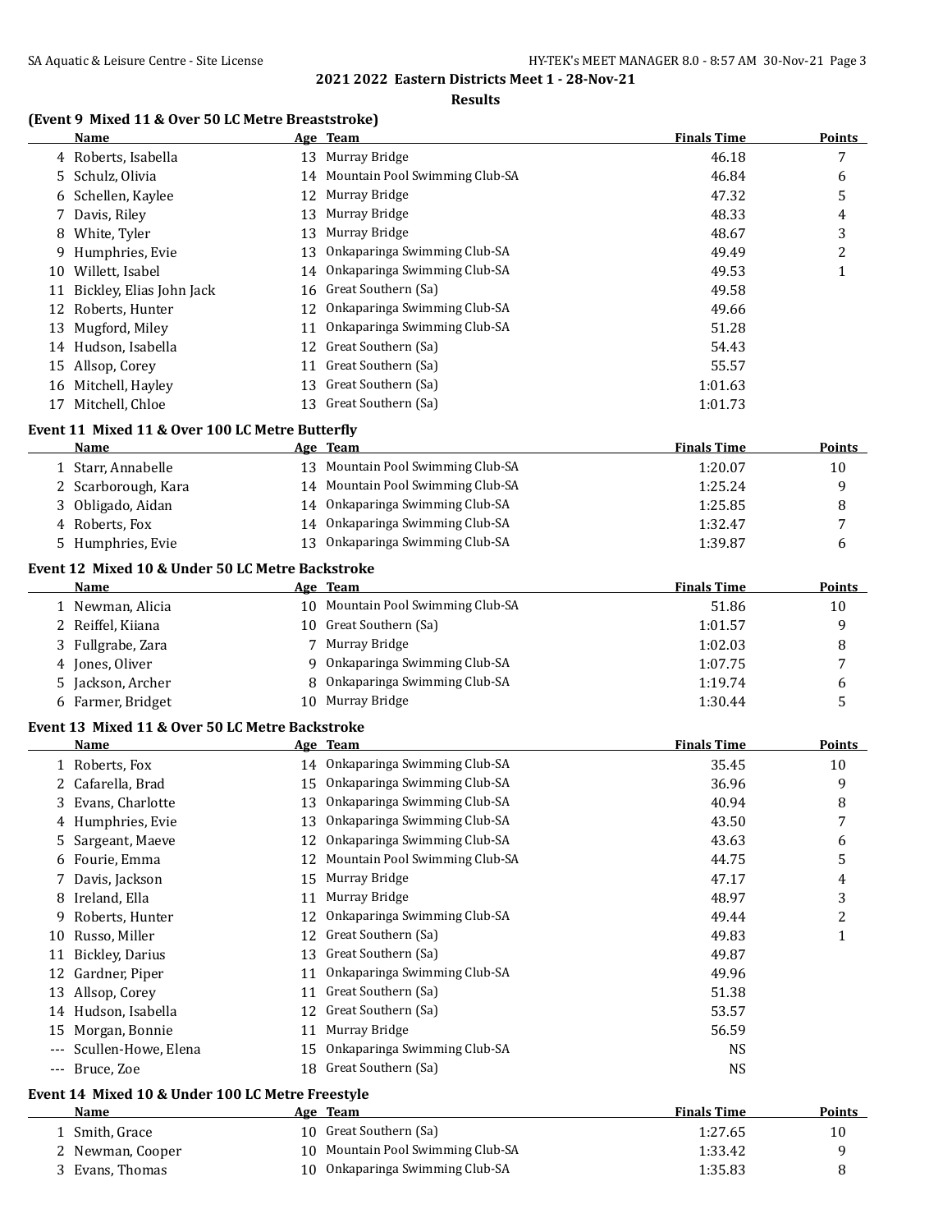## 2021 2022 Eastern Districts Meet 1 - 28-Nov-21

### Results

**(Event 9 Mixed 11 & Over 50 LC Metre Breaststroke)**

| | Name | Age | Team | Finals Time | Points |
|---|---|---|---|---|---|
| 4 | Roberts, Isabella | 13 | Murray Bridge | 46.18 | 7 |
| 5 | Schulz, Olivia | 14 | Mountain Pool Swimming Club-SA | 46.84 | 6 |
| 6 | Schellen, Kaylee | 12 | Murray Bridge | 47.32 | 5 |
| 7 | Davis, Riley | 13 | Murray Bridge | 48.33 | 4 |
| 8 | White, Tyler | 13 | Murray Bridge | 48.67 | 3 |
| 9 | Humphries, Evie | 13 | Onkaparinga Swimming Club-SA | 49.49 | 2 |
| 10 | Willett, Isabel | 14 | Onkaparinga Swimming Club-SA | 49.53 | 1 |
| 11 | Bickley, Elias John Jack | 16 | Great Southern (Sa) | 49.58 | |
| 12 | Roberts, Hunter | 12 | Onkaparinga Swimming Club-SA | 49.66 | |
| 13 | Mugford, Miley | 11 | Onkaparinga Swimming Club-SA | 51.28 | |
| 14 | Hudson, Isabella | 12 | Great Southern (Sa) | 54.43 | |
| 15 | Allsop, Corey | 11 | Great Southern (Sa) | 55.57 | |
| 16 | Mitchell, Hayley | 13 | Great Southern (Sa) | 1:01.63 | |
| 17 | Mitchell, Chloe | 13 | Great Southern (Sa) | 1:01.73 | |

**Event 11 Mixed 11 & Over 100 LC Metre Butterfly**

| | Name | Age | Team | Finals Time | Points |
|---|---|---|---|---|---|
| 1 | Starr, Annabelle | 13 | Mountain Pool Swimming Club-SA | 1:20.07 | 10 |
| 2 | Scarborough, Kara | 14 | Mountain Pool Swimming Club-SA | 1:25.24 | 9 |
| 3 | Obligado, Aidan | 14 | Onkaparinga Swimming Club-SA | 1:25.85 | 8 |
| 4 | Roberts, Fox | 14 | Onkaparinga Swimming Club-SA | 1:32.47 | 7 |
| 5 | Humphries, Evie | 13 | Onkaparinga Swimming Club-SA | 1:39.87 | 6 |

**Event 12 Mixed 10 & Under 50 LC Metre Backstroke**

| | Name | Age | Team | Finals Time | Points |
|---|---|---|---|---|---|
| 1 | Newman, Alicia | 10 | Mountain Pool Swimming Club-SA | 51.86 | 10 |
| 2 | Reiffel, Kiiana | 10 | Great Southern (Sa) | 1:01.57 | 9 |
| 3 | Fullgrabe, Zara | 7 | Murray Bridge | 1:02.03 | 8 |
| 4 | Jones, Oliver | 9 | Onkaparinga Swimming Club-SA | 1:07.75 | 7 |
| 5 | Jackson, Archer | 8 | Onkaparinga Swimming Club-SA | 1:19.74 | 6 |
| 6 | Farmer, Bridget | 10 | Murray Bridge | 1:30.44 | 5 |

**Event 13 Mixed 11 & Over 50 LC Metre Backstroke**

| | Name | Age | Team | Finals Time | Points |
|---|---|---|---|---|---|
| 1 | Roberts, Fox | 14 | Onkaparinga Swimming Club-SA | 35.45 | 10 |
| 2 | Cafarella, Brad | 15 | Onkaparinga Swimming Club-SA | 36.96 | 9 |
| 3 | Evans, Charlotte | 13 | Onkaparinga Swimming Club-SA | 40.94 | 8 |
| 4 | Humphries, Evie | 13 | Onkaparinga Swimming Club-SA | 43.50 | 7 |
| 5 | Sargeant, Maeve | 12 | Onkaparinga Swimming Club-SA | 43.63 | 6 |
| 6 | Fourie, Emma | 12 | Mountain Pool Swimming Club-SA | 44.75 | 5 |
| 7 | Davis, Jackson | 15 | Murray Bridge | 47.17 | 4 |
| 8 | Ireland, Ella | 11 | Murray Bridge | 48.97 | 3 |
| 9 | Roberts, Hunter | 12 | Onkaparinga Swimming Club-SA | 49.44 | 2 |
| 10 | Russo, Miller | 12 | Great Southern (Sa) | 49.83 | 1 |
| 11 | Bickley, Darius | 13 | Great Southern (Sa) | 49.87 | |
| 12 | Gardner, Piper | 11 | Onkaparinga Swimming Club-SA | 49.96 | |
| 13 | Allsop, Corey | 11 | Great Southern (Sa) | 51.38 | |
| 14 | Hudson, Isabella | 12 | Great Southern (Sa) | 53.57 | |
| 15 | Morgan, Bonnie | 11 | Murray Bridge | 56.59 | |
| --- | Scullen-Howe, Elena | 15 | Onkaparinga Swimming Club-SA | NS | |
| --- | Bruce, Zoe | 18 | Great Southern (Sa) | NS | |

**Event 14 Mixed 10 & Under 100 LC Metre Freestyle**

| | Name | Age | Team | Finals Time | Points |
|---|---|---|---|---|---|
| 1 | Smith, Grace | 10 | Great Southern (Sa) | 1:27.65 | 10 |
| 2 | Newman, Cooper | 10 | Mountain Pool Swimming Club-SA | 1:33.42 | 9 |
| 3 | Evans, Thomas | 10 | Onkaparinga Swimming Club-SA | 1:35.83 | 8 |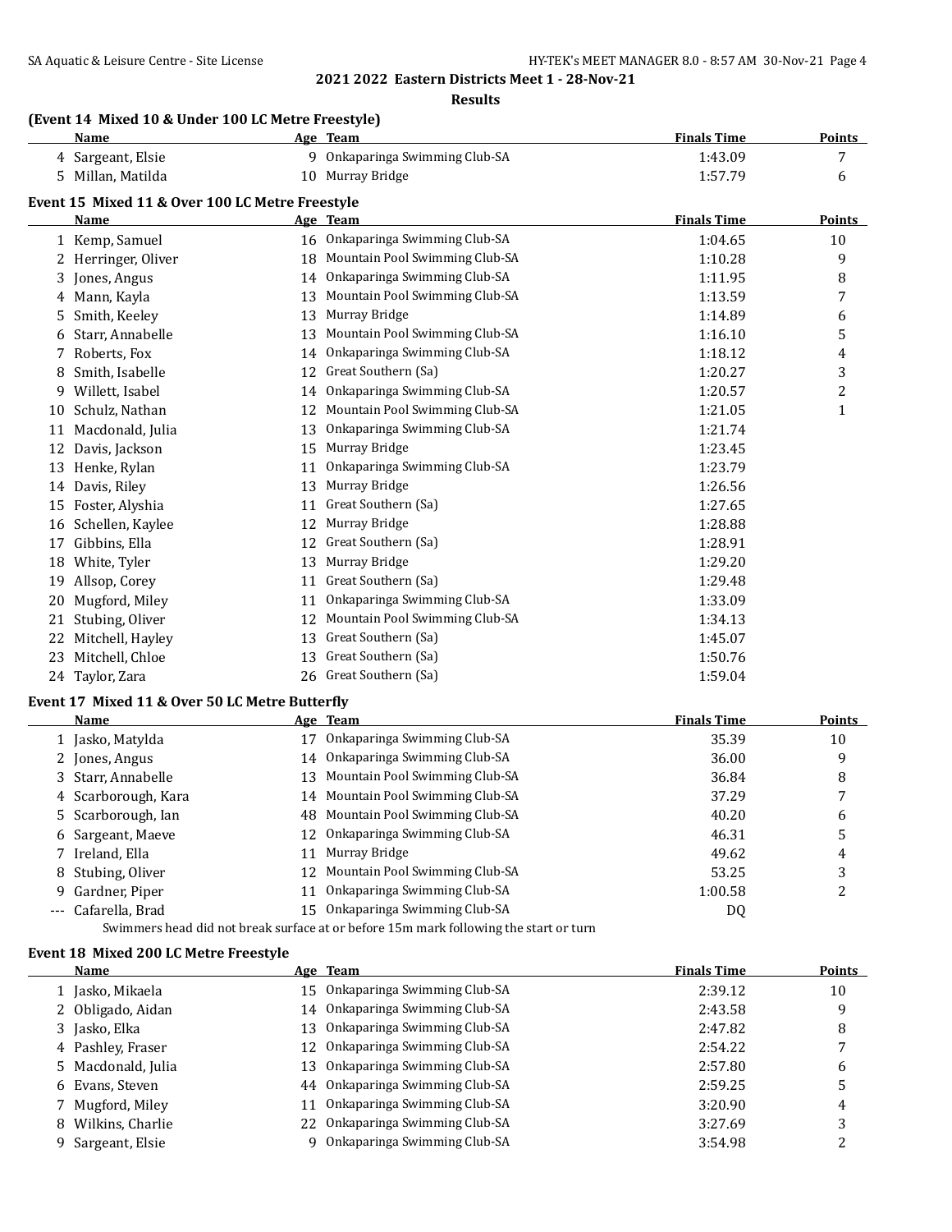# 2021 2022 Eastern Districts Meet 1 - 28-Nov-21

## Results

### (Event 14 Mixed 10 & Under 100 LC Metre Freestyle)

| | Name | Age | Team | Finals Time | Points |
|---|---|---|---|---|---|
| 4 | Sargeant, Elsie | 9 | Onkaparinga Swimming Club-SA | 1:43.09 | 7 |
| 5 | Millan, Matilda | 10 | Murray Bridge | 1:57.79 | 6 |

### Event 15 Mixed 11 & Over 100 LC Metre Freestyle

| | Name | Age | Team | Finals Time | Points |
|---|---|---|---|---|---|
| 1 | Kemp, Samuel | 16 | Onkaparinga Swimming Club-SA | 1:04.65 | 10 |
| 2 | Herringer, Oliver | 18 | Mountain Pool Swimming Club-SA | 1:10.28 | 9 |
| 3 | Jones, Angus | 14 | Onkaparinga Swimming Club-SA | 1:11.95 | 8 |
| 4 | Mann, Kayla | 13 | Mountain Pool Swimming Club-SA | 1:13.59 | 7 |
| 5 | Smith, Keeley | 13 | Murray Bridge | 1:14.89 | 6 |
| 6 | Starr, Annabelle | 13 | Mountain Pool Swimming Club-SA | 1:16.10 | 5 |
| 7 | Roberts, Fox | 14 | Onkaparinga Swimming Club-SA | 1:18.12 | 4 |
| 8 | Smith, Isabelle | 12 | Great Southern (Sa) | 1:20.27 | 3 |
| 9 | Willett, Isabel | 14 | Onkaparinga Swimming Club-SA | 1:20.57 | 2 |
| 10 | Schulz, Nathan | 12 | Mountain Pool Swimming Club-SA | 1:21.05 | 1 |
| 11 | Macdonald, Julia | 13 | Onkaparinga Swimming Club-SA | 1:21.74 | |
| 12 | Davis, Jackson | 15 | Murray Bridge | 1:23.45 | |
| 13 | Henke, Rylan | 11 | Onkaparinga Swimming Club-SA | 1:23.79 | |
| 14 | Davis, Riley | 13 | Murray Bridge | 1:26.56 | |
| 15 | Foster, Alyshia | 11 | Great Southern (Sa) | 1:27.65 | |
| 16 | Schellen, Kaylee | 12 | Murray Bridge | 1:28.88 | |
| 17 | Gibbins, Ella | 12 | Great Southern (Sa) | 1:28.91 | |
| 18 | White, Tyler | 13 | Murray Bridge | 1:29.20 | |
| 19 | Allsop, Corey | 11 | Great Southern (Sa) | 1:29.48 | |
| 20 | Mugford, Miley | 11 | Onkaparinga Swimming Club-SA | 1:33.09 | |
| 21 | Stubing, Oliver | 12 | Mountain Pool Swimming Club-SA | 1:34.13 | |
| 22 | Mitchell, Hayley | 13 | Great Southern (Sa) | 1:45.07 | |
| 23 | Mitchell, Chloe | 13 | Great Southern (Sa) | 1:50.76 | |
| 24 | Taylor, Zara | 26 | Great Southern (Sa) | 1:59.04 | |

### Event 17 Mixed 11 & Over 50 LC Metre Butterfly

| | Name | Age | Team | Finals Time | Points |
|---|---|---|---|---|---|
| 1 | Jasko, Matylda | 17 | Onkaparinga Swimming Club-SA | 35.39 | 10 |
| 2 | Jones, Angus | 14 | Onkaparinga Swimming Club-SA | 36.00 | 9 |
| 3 | Starr, Annabelle | 13 | Mountain Pool Swimming Club-SA | 36.84 | 8 |
| 4 | Scarborough, Kara | 14 | Mountain Pool Swimming Club-SA | 37.29 | 7 |
| 5 | Scarborough, Ian | 48 | Mountain Pool Swimming Club-SA | 40.20 | 6 |
| 6 | Sargeant, Maeve | 12 | Onkaparinga Swimming Club-SA | 46.31 | 5 |
| 7 | Ireland, Ella | 11 | Murray Bridge | 49.62 | 4 |
| 8 | Stubing, Oliver | 12 | Mountain Pool Swimming Club-SA | 53.25 | 3 |
| 9 | Gardner, Piper | 11 | Onkaparinga Swimming Club-SA | 1:00.58 | 2 |
| --- | Cafarella, Brad | 15 | Onkaparinga Swimming Club-SA | DQ | |

Swimmers head did not break surface at or before 15m mark following the start or turn

### Event 18 Mixed 200 LC Metre Freestyle

| | Name | Age | Team | Finals Time | Points |
|---|---|---|---|---|---|
| 1 | Jasko, Mikaela | 15 | Onkaparinga Swimming Club-SA | 2:39.12 | 10 |
| 2 | Obligado, Aidan | 14 | Onkaparinga Swimming Club-SA | 2:43.58 | 9 |
| 3 | Jasko, Elka | 13 | Onkaparinga Swimming Club-SA | 2:47.82 | 8 |
| 4 | Pashley, Fraser | 12 | Onkaparinga Swimming Club-SA | 2:54.22 | 7 |
| 5 | Macdonald, Julia | 13 | Onkaparinga Swimming Club-SA | 2:57.80 | 6 |
| 6 | Evans, Steven | 44 | Onkaparinga Swimming Club-SA | 2:59.25 | 5 |
| 7 | Mugford, Miley | 11 | Onkaparinga Swimming Club-SA | 3:20.90 | 4 |
| 8 | Wilkins, Charlie | 22 | Onkaparinga Swimming Club-SA | 3:27.69 | 3 |
| 9 | Sargeant, Elsie | 9 | Onkaparinga Swimming Club-SA | 3:54.98 | 2 |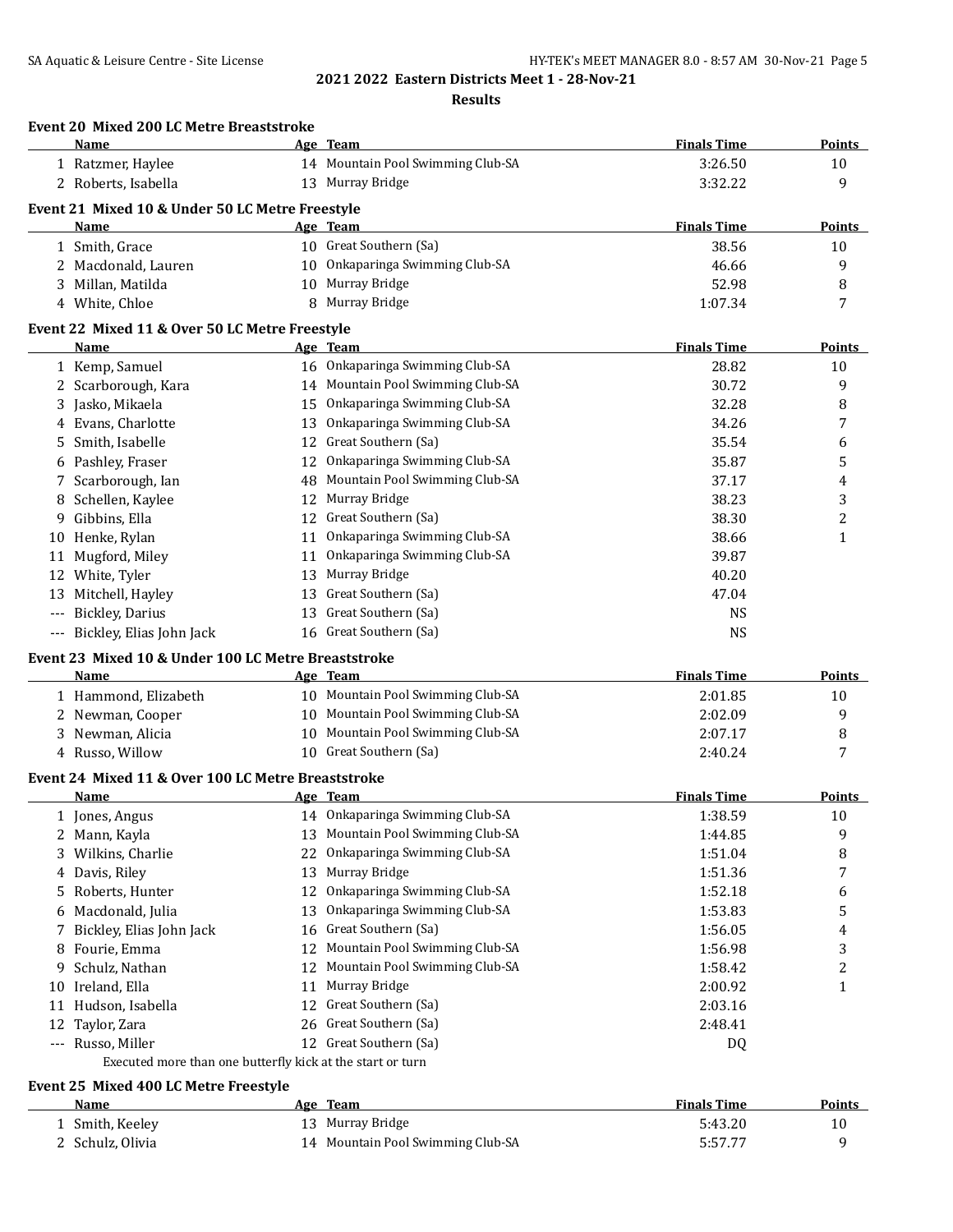## 2021 2022 Eastern Districts Meet 1 - 28-Nov-21

### Results

**Event 20 Mixed 200 LC Metre Breaststroke**

| | Name | Age | Team | Finals Time | Points |
|---|---|---|---|---|---|
| 1 | Ratzmer, Haylee | 14 | Mountain Pool Swimming Club-SA | 3:26.50 | 10 |
| 2 | Roberts, Isabella | 13 | Murray Bridge | 3:32.22 | 9 |

**Event 21 Mixed 10 & Under 50 LC Metre Freestyle**

| | Name | Age | Team | Finals Time | Points |
|---|---|---|---|---|---|
| 1 | Smith, Grace | 10 | Great Southern (Sa) | 38.56 | 10 |
| 2 | Macdonald, Lauren | 10 | Onkaparinga Swimming Club-SA | 46.66 | 9 |
| 3 | Millan, Matilda | 10 | Murray Bridge | 52.98 | 8 |
| 4 | White, Chloe | 8 | Murray Bridge | 1:07.34 | 7 |

**Event 22 Mixed 11 & Over 50 LC Metre Freestyle**

| | Name | Age | Team | Finals Time | Points |
|---|---|---|---|---|---|
| 1 | Kemp, Samuel | 16 | Onkaparinga Swimming Club-SA | 28.82 | 10 |
| 2 | Scarborough, Kara | 14 | Mountain Pool Swimming Club-SA | 30.72 | 9 |
| 3 | Jasko, Mikaela | 15 | Onkaparinga Swimming Club-SA | 32.28 | 8 |
| 4 | Evans, Charlotte | 13 | Onkaparinga Swimming Club-SA | 34.26 | 7 |
| 5 | Smith, Isabelle | 12 | Great Southern (Sa) | 35.54 | 6 |
| 6 | Pashley, Fraser | 12 | Onkaparinga Swimming Club-SA | 35.87 | 5 |
| 7 | Scarborough, Ian | 48 | Mountain Pool Swimming Club-SA | 37.17 | 4 |
| 8 | Schellen, Kaylee | 12 | Murray Bridge | 38.23 | 3 |
| 9 | Gibbins, Ella | 12 | Great Southern (Sa) | 38.30 | 2 |
| 10 | Henke, Rylan | 11 | Onkaparinga Swimming Club-SA | 38.66 | 1 |
| 11 | Mugford, Miley | 11 | Onkaparinga Swimming Club-SA | 39.87 | |
| 12 | White, Tyler | 13 | Murray Bridge | 40.20 | |
| 13 | Mitchell, Hayley | 13 | Great Southern (Sa) | 47.04 | |
| --- | Bickley, Darius | 13 | Great Southern (Sa) | NS | |
| --- | Bickley, Elias John Jack | 16 | Great Southern (Sa) | NS | |

**Event 23 Mixed 10 & Under 100 LC Metre Breaststroke**

| | Name | Age | Team | Finals Time | Points |
|---|---|---|---|---|---|
| 1 | Hammond, Elizabeth | 10 | Mountain Pool Swimming Club-SA | 2:01.85 | 10 |
| 2 | Newman, Cooper | 10 | Mountain Pool Swimming Club-SA | 2:02.09 | 9 |
| 3 | Newman, Alicia | 10 | Mountain Pool Swimming Club-SA | 2:07.17 | 8 |
| 4 | Russo, Willow | 10 | Great Southern (Sa) | 2:40.24 | 7 |

**Event 24 Mixed 11 & Over 100 LC Metre Breaststroke**

| | Name | Age | Team | Finals Time | Points |
|---|---|---|---|---|---|
| 1 | Jones, Angus | 14 | Onkaparinga Swimming Club-SA | 1:38.59 | 10 |
| 2 | Mann, Kayla | 13 | Mountain Pool Swimming Club-SA | 1:44.85 | 9 |
| 3 | Wilkins, Charlie | 22 | Onkaparinga Swimming Club-SA | 1:51.04 | 8 |
| 4 | Davis, Riley | 13 | Murray Bridge | 1:51.36 | 7 |
| 5 | Roberts, Hunter | 12 | Onkaparinga Swimming Club-SA | 1:52.18 | 6 |
| 6 | Macdonald, Julia | 13 | Onkaparinga Swimming Club-SA | 1:53.83 | 5 |
| 7 | Bickley, Elias John Jack | 16 | Great Southern (Sa) | 1:56.05 | 4 |
| 8 | Fourie, Emma | 12 | Mountain Pool Swimming Club-SA | 1:56.98 | 3 |
| 9 | Schulz, Nathan | 12 | Mountain Pool Swimming Club-SA | 1:58.42 | 2 |
| 10 | Ireland, Ella | 11 | Murray Bridge | 2:00.92 | 1 |
| 11 | Hudson, Isabella | 12 | Great Southern (Sa) | 2:03.16 | |
| 12 | Taylor, Zara | 26 | Great Southern (Sa) | 2:48.41 | |
| --- | Russo, Miller | 12 | Great Southern (Sa) | DQ | |

Executed more than one butterfly kick at the start or turn

**Event 25 Mixed 400 LC Metre Freestyle**

| | Name | Age | Team | Finals Time | Points |
|---|---|---|---|---|---|
| 1 | Smith, Keeley | 13 | Murray Bridge | 5:43.20 | 10 |
| 2 | Schulz, Olivia | 14 | Mountain Pool Swimming Club-SA | 5:57.77 | 9 |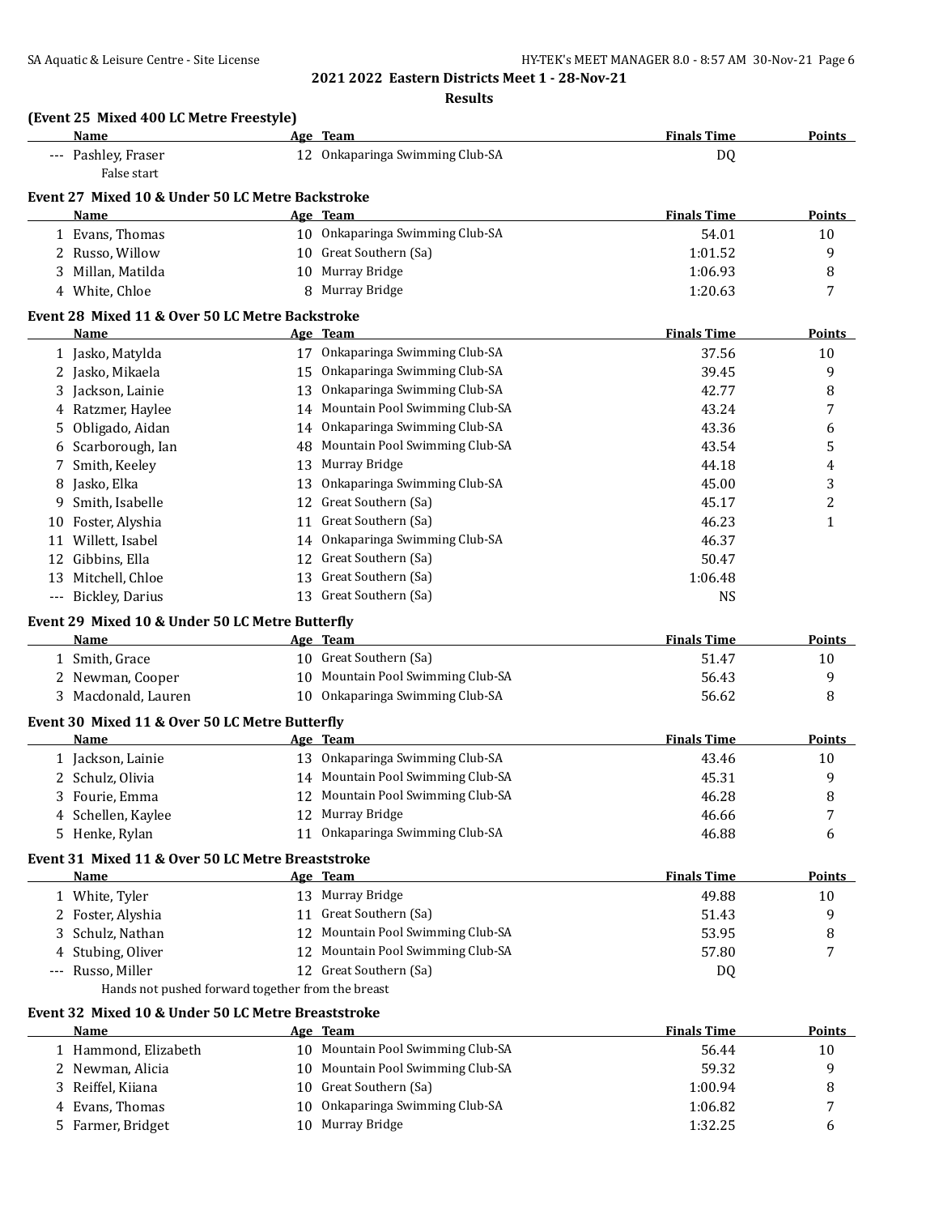**2021 2022 Eastern Districts Meet 1 - 28-Nov-21**

**Results**

### (Event 25 Mixed 400 LC Metre Freestyle)

| | Name | Age | Team | Finals Time | Points |
|---|---|---|---|---|---|
| --- | Pashley, Fraser | 12 | Onkaparinga Swimming Club-SA | DQ | |
| | False start | | | | |

### Event 27 Mixed 10 & Under 50 LC Metre Backstroke

| | Name | Age | Team | Finals Time | Points |
|---|---|---|---|---|---|
| 1 | Evans, Thomas | 10 | Onkaparinga Swimming Club-SA | 54.01 | 10 |
| 2 | Russo, Willow | 10 | Great Southern (Sa) | 1:01.52 | 9 |
| 3 | Millan, Matilda | 10 | Murray Bridge | 1:06.93 | 8 |
| 4 | White, Chloe | 8 | Murray Bridge | 1:20.63 | 7 |

### Event 28 Mixed 11 & Over 50 LC Metre Backstroke

| | Name | Age | Team | Finals Time | Points |
|---|---|---|---|---|---|
| 1 | Jasko, Matylda | 17 | Onkaparinga Swimming Club-SA | 37.56 | 10 |
| 2 | Jasko, Mikaela | 15 | Onkaparinga Swimming Club-SA | 39.45 | 9 |
| 3 | Jackson, Lainie | 13 | Onkaparinga Swimming Club-SA | 42.77 | 8 |
| 4 | Ratzmer, Haylee | 14 | Mountain Pool Swimming Club-SA | 43.24 | 7 |
| 5 | Obligado, Aidan | 14 | Onkaparinga Swimming Club-SA | 43.36 | 6 |
| 6 | Scarborough, Ian | 48 | Mountain Pool Swimming Club-SA | 43.54 | 5 |
| 7 | Smith, Keeley | 13 | Murray Bridge | 44.18 | 4 |
| 8 | Jasko, Elka | 13 | Onkaparinga Swimming Club-SA | 45.00 | 3 |
| 9 | Smith, Isabelle | 12 | Great Southern (Sa) | 45.17 | 2 |
| 10 | Foster, Alyshia | 11 | Great Southern (Sa) | 46.23 | 1 |
| 11 | Willett, Isabel | 14 | Onkaparinga Swimming Club-SA | 46.37 | |
| 12 | Gibbins, Ella | 12 | Great Southern (Sa) | 50.47 | |
| 13 | Mitchell, Chloe | 13 | Great Southern (Sa) | 1:06.48 | |
| --- | Bickley, Darius | 13 | Great Southern (Sa) | NS | |

### Event 29 Mixed 10 & Under 50 LC Metre Butterfly

| | Name | Age | Team | Finals Time | Points |
|---|---|---|---|---|---|
| 1 | Smith, Grace | 10 | Great Southern (Sa) | 51.47 | 10 |
| 2 | Newman, Cooper | 10 | Mountain Pool Swimming Club-SA | 56.43 | 9 |
| 3 | Macdonald, Lauren | 10 | Onkaparinga Swimming Club-SA | 56.62 | 8 |

### Event 30 Mixed 11 & Over 50 LC Metre Butterfly

| | Name | Age | Team | Finals Time | Points |
|---|---|---|---|---|---|
| 1 | Jackson, Lainie | 13 | Onkaparinga Swimming Club-SA | 43.46 | 10 |
| 2 | Schulz, Olivia | 14 | Mountain Pool Swimming Club-SA | 45.31 | 9 |
| 3 | Fourie, Emma | 12 | Mountain Pool Swimming Club-SA | 46.28 | 8 |
| 4 | Schellen, Kaylee | 12 | Murray Bridge | 46.66 | 7 |
| 5 | Henke, Rylan | 11 | Onkaparinga Swimming Club-SA | 46.88 | 6 |

### Event 31 Mixed 11 & Over 50 LC Metre Breaststroke

| | Name | Age | Team | Finals Time | Points |
|---|---|---|---|---|---|
| 1 | White, Tyler | 13 | Murray Bridge | 49.88 | 10 |
| 2 | Foster, Alyshia | 11 | Great Southern (Sa) | 51.43 | 9 |
| 3 | Schulz, Nathan | 12 | Mountain Pool Swimming Club-SA | 53.95 | 8 |
| 4 | Stubing, Oliver | 12 | Mountain Pool Swimming Club-SA | 57.80 | 7 |
| --- | Russo, Miller | 12 | Great Southern (Sa) | DQ | |
| | Hands not pushed forward together from the breast | | | | |

### Event 32 Mixed 10 & Under 50 LC Metre Breaststroke

| | Name | Age | Team | Finals Time | Points |
|---|---|---|---|---|---|
| 1 | Hammond, Elizabeth | 10 | Mountain Pool Swimming Club-SA | 56.44 | 10 |
| 2 | Newman, Alicia | 10 | Mountain Pool Swimming Club-SA | 59.32 | 9 |
| 3 | Reiffel, Kiiana | 10 | Great Southern (Sa) | 1:00.94 | 8 |
| 4 | Evans, Thomas | 10 | Onkaparinga Swimming Club-SA | 1:06.82 | 7 |
| 5 | Farmer, Bridget | 10 | Murray Bridge | 1:32.25 | 6 |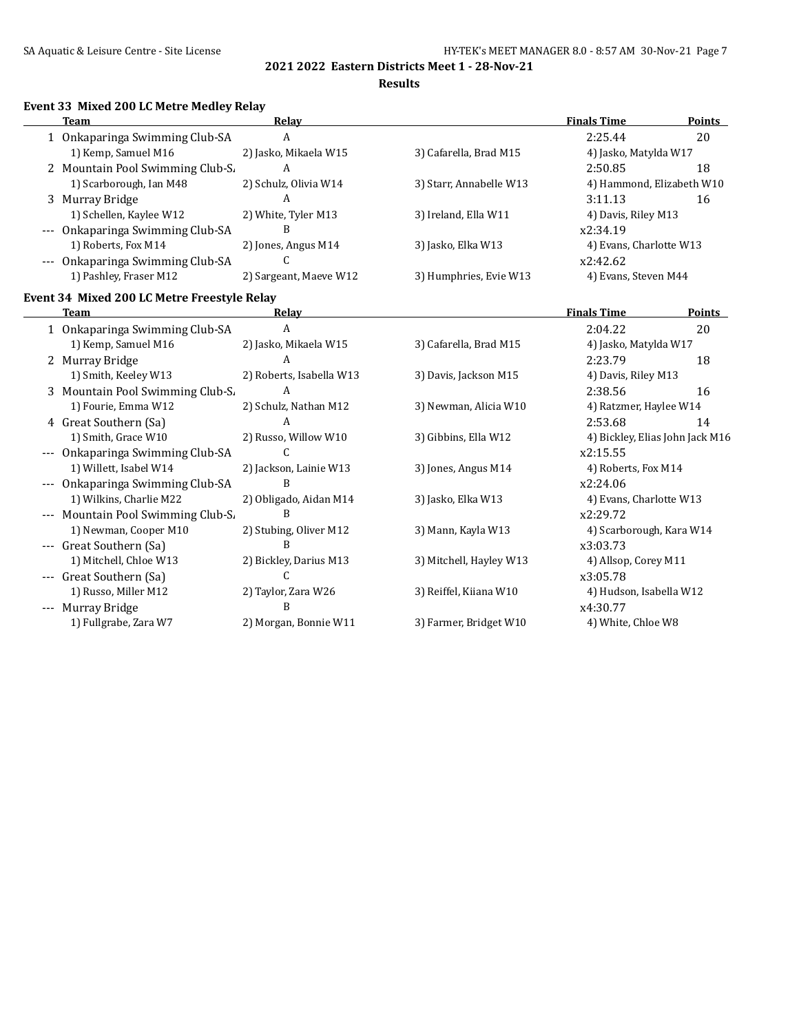**2021 2022 Eastern Districts Meet 1 - 28-Nov-21**

**Results**

### Event 33 Mixed 200 LC Metre Medley Relay

| | Team | Relay | | Finals Time | Points |
|---|---|---|---|---|---|
| 1 | Onkaparinga Swimming Club-SA | A | | 2:25.44 | 20 |
| | 1) Kemp, Samuel M16 | 2) Jasko, Mikaela W15 | 3) Cafarella, Brad M15 | 4) Jasko, Matylda W17 | |
| 2 | Mountain Pool Swimming Club-SA | A | | 2:50.85 | 18 |
| | 1) Scarborough, Ian M48 | 2) Schulz, Olivia W14 | 3) Starr, Annabelle W13 | 4) Hammond, Elizabeth W10 | |
| 3 | Murray Bridge | A | | 3:11.13 | 16 |
| | 1) Schellen, Kaylee W12 | 2) White, Tyler M13 | 3) Ireland, Ella W11 | 4) Davis, Riley M13 | |
| --- | Onkaparinga Swimming Club-SA | B | | x2:34.19 | |
| | 1) Roberts, Fox M14 | 2) Jones, Angus M14 | 3) Jasko, Elka W13 | 4) Evans, Charlotte W13 | |
| --- | Onkaparinga Swimming Club-SA | C | | x2:42.62 | |
| | 1) Pashley, Fraser M12 | 2) Sargeant, Maeve W12 | 3) Humphries, Evie W13 | 4) Evans, Steven M44 | |

### Event 34 Mixed 200 LC Metre Freestyle Relay

| | Team | Relay | | Finals Time | Points |
|---|---|---|---|---|---|
| 1 | Onkaparinga Swimming Club-SA | A | | 2:04.22 | 20 |
| | 1) Kemp, Samuel M16 | 2) Jasko, Mikaela W15 | 3) Cafarella, Brad M15 | 4) Jasko, Matylda W17 | |
| 2 | Murray Bridge | A | | 2:23.79 | 18 |
| | 1) Smith, Keeley W13 | 2) Roberts, Isabella W13 | 3) Davis, Jackson M15 | 4) Davis, Riley M13 | |
| 3 | Mountain Pool Swimming Club-SA | A | | 2:38.56 | 16 |
| | 1) Fourie, Emma W12 | 2) Schulz, Nathan M12 | 3) Newman, Alicia W10 | 4) Ratzmer, Haylee W14 | |
| 4 | Great Southern (Sa) | A | | 2:53.68 | 14 |
| | 1) Smith, Grace W10 | 2) Russo, Willow W10 | 3) Gibbins, Ella W12 | 4) Bickley, Elias John Jack M16 | |
| --- | Onkaparinga Swimming Club-SA | C | | x2:15.55 | |
| | 1) Willett, Isabel W14 | 2) Jackson, Lainie W13 | 3) Jones, Angus M14 | 4) Roberts, Fox M14 | |
| --- | Onkaparinga Swimming Club-SA | B | | x2:24.06 | |
| | 1) Wilkins, Charlie M22 | 2) Obligado, Aidan M14 | 3) Jasko, Elka W13 | 4) Evans, Charlotte W13 | |
| --- | Mountain Pool Swimming Club-SA | B | | x2:29.72 | |
| | 1) Newman, Cooper M10 | 2) Stubing, Oliver M12 | 3) Mann, Kayla W13 | 4) Scarborough, Kara W14 | |
| --- | Great Southern (Sa) | B | | x3:03.73 | |
| | 1) Mitchell, Chloe W13 | 2) Bickley, Darius M13 | 3) Mitchell, Hayley W13 | 4) Allsop, Corey M11 | |
| --- | Great Southern (Sa) | C | | x3:05.78 | |
| | 1) Russo, Miller M12 | 2) Taylor, Zara W26 | 3) Reiffel, Kiiana W10 | 4) Hudson, Isabella W12 | |
| --- | Murray Bridge | B | | x4:30.77 | |
| | 1) Fullgrabe, Zara W7 | 2) Morgan, Bonnie W11 | 3) Farmer, Bridget W10 | 4) White, Chloe W8 | |